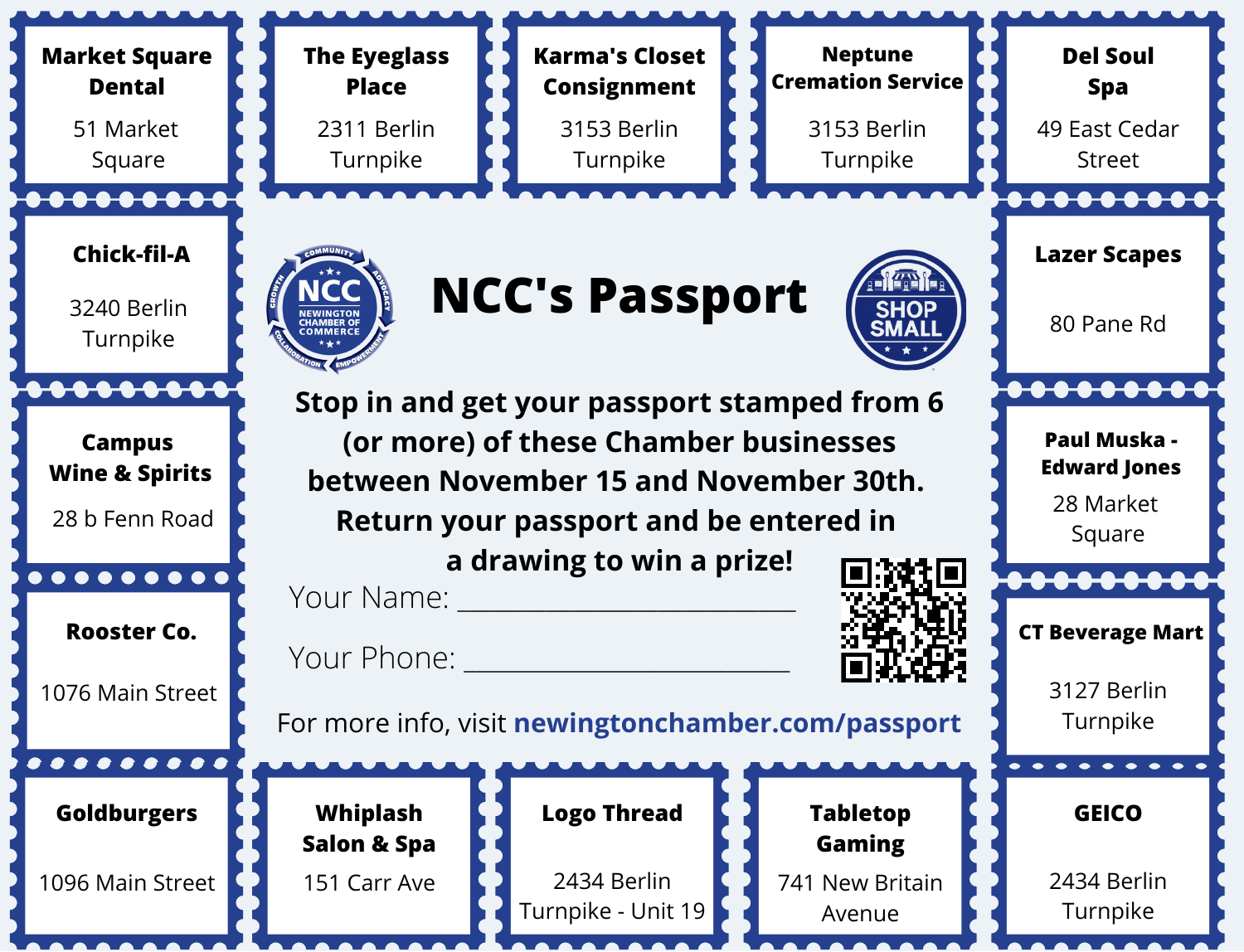# NCC's Passport

Stop in and get your passport stamped from 6 (or more) of these Chamber businesses between November 15 and November 30th. Return your passport and be entered in a drawing to win a prize!

Your Name: ______________________

Your Phone: ______________________

For more info, visit **newingtonchamber.com/passport**

**Market Square Dental**
51 Market Square

**The Eyeglass Place**
2311 Berlin Turnpike

**Karma's Closet Consignment**
3153 Berlin Turnpike

**Neptune Cremation Service**
3153 Berlin Turnpike

**Del Soul Spa**
49 East Cedar Street

**Chick-fil-A**
3240 Berlin Turnpike

**Lazer Scapes**
80 Pane Rd

**Campus Wine & Spirits**
28 b Fenn Road

**Paul Muska - Edward Jones**
28 Market Square

**Rooster Co.**
1076 Main Street

**CT Beverage Mart**
3127 Berlin Turnpike

**Goldburgers**
1096 Main Street

**Whiplash Salon & Spa**
151 Carr Ave

**Logo Thread**
2434 Berlin Turnpike - Unit 19

**Tabletop Gaming**
741 New Britain Avenue

**GEICO**
2434 Berlin Turnpike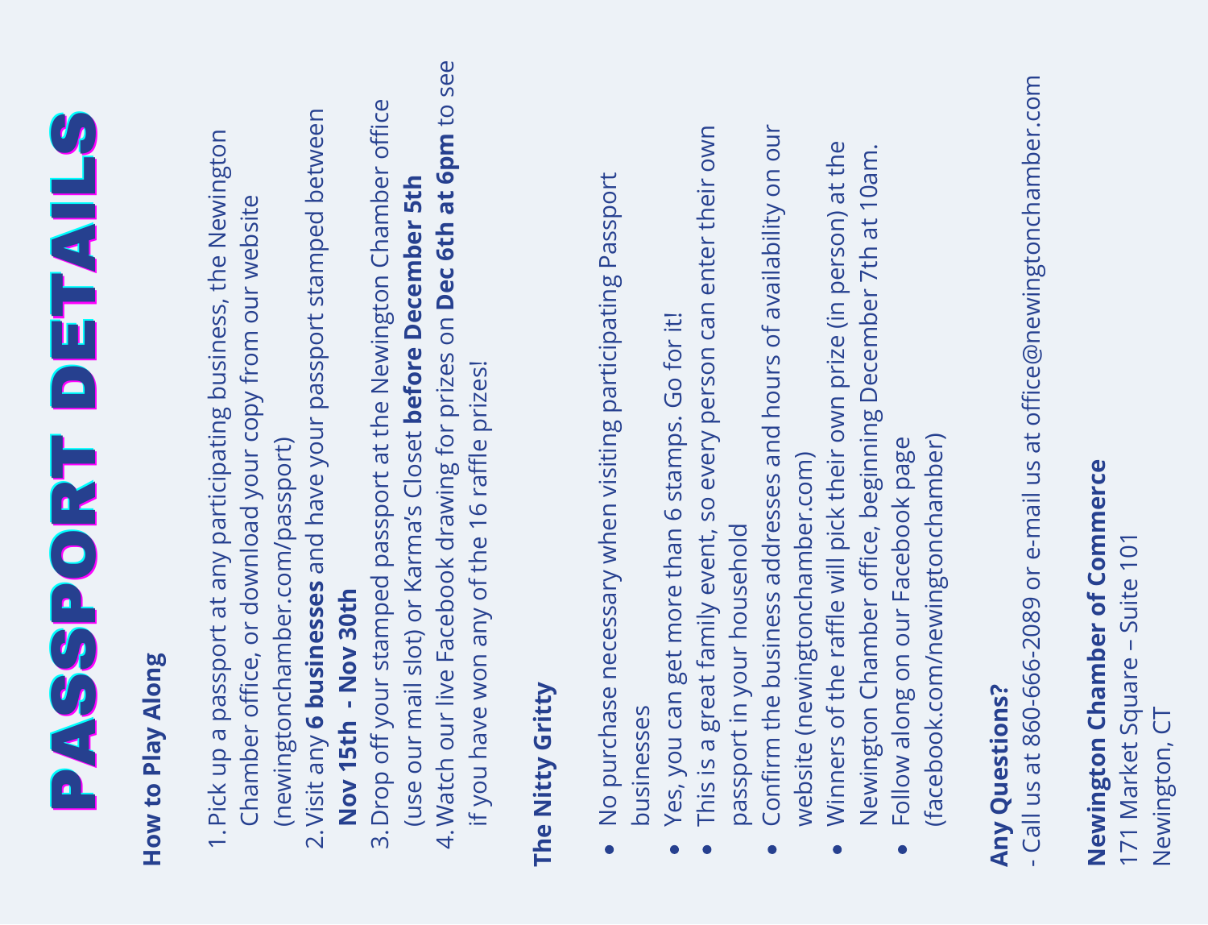# PASSPORT DETAILS

## How to Play Along

1. Pick up a passport at any participating business, the Newington Chamber office, or download your copy from our website (newingtonchamber.com/passport)
2. Visit any **6 businesses** and have your passport stamped between **Nov 15th - Nov 30th**
3. Drop off your stamped passport at the Newington Chamber office (use our mail slot) or Karma's Closet **before December 5th**
4. Watch our live Facebook drawing for prizes on **Dec 6th at 6pm** to see if you have won any of the 16 raffle prizes!

## The Nitty Gritty

- No purchase necessary when visiting participating Passport businesses
- Yes, you can get more than 6 stamps. Go for it!
- This is a great family event, so every person can enter their own passport in your household
- Confirm the business addresses and hours of availability on our website (newingtonchamber.com)
- Winners of the raffle will pick their own prize (in person) at the Newington Chamber office, beginning December 7th at 10am.
- Follow along on our Facebook page (facebook.com/newingtonchamber)

## Any Questions?

- Call us at 860-666-2089 or e-mail us at office@newingtonchamber.com

**Newington Chamber of Commerce**
171 Market Square – Suite 101
Newington, CT